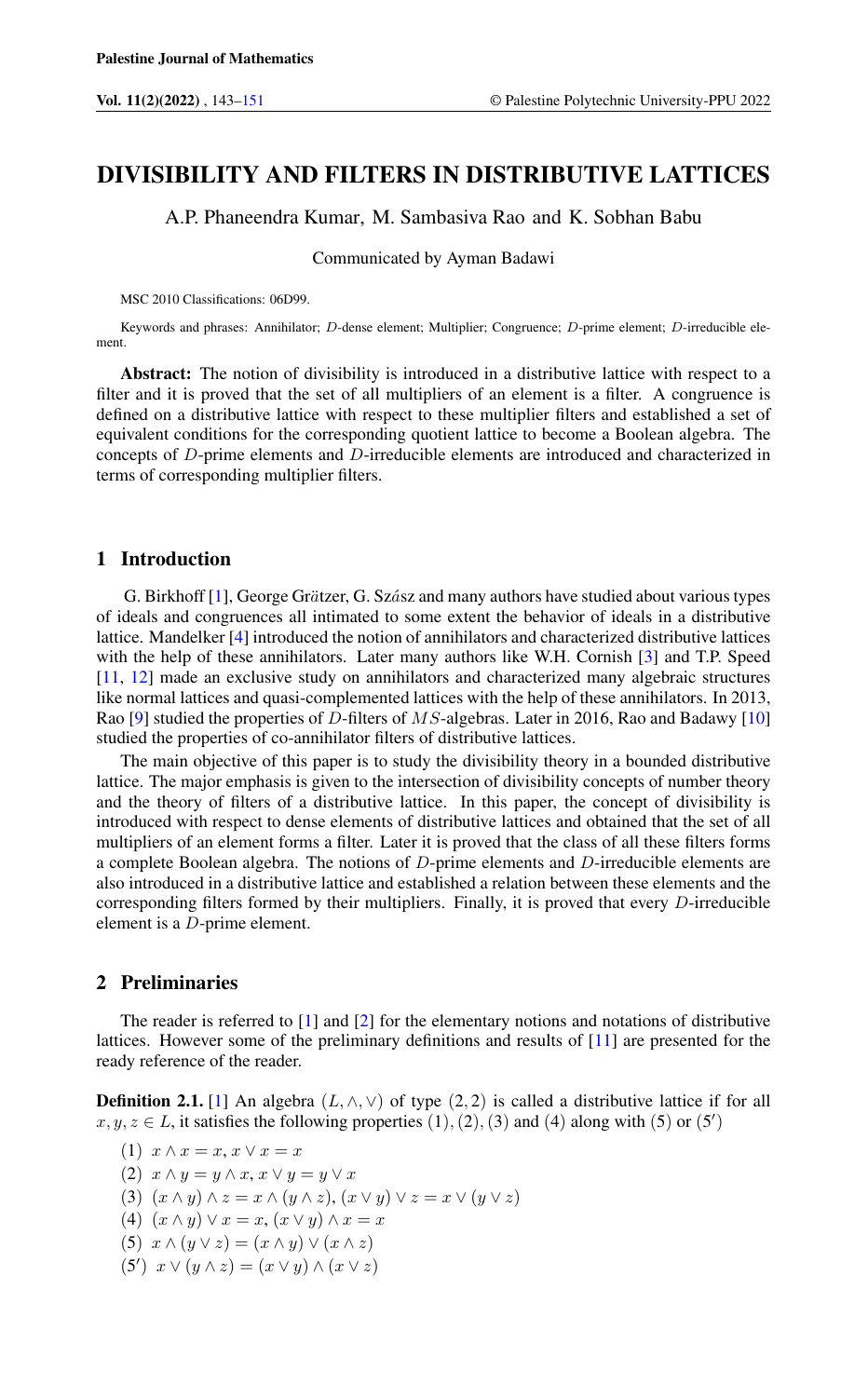# DIVISIBILITY AND FILTERS IN DISTRIBUTIVE LATTICES

A.P. Phaneendra Kumar, M. Sambasiva Rao and K. Sobhan Babu

Communicated by Ayman Badawi

MSC 2010 Classifications: 06D99.

Keywords and phrases: Annihilator; $D$-dense element; Multiplier; Congruence; $D$-prime element; $D$-irreducible element.

**Abstract:** The notion of divisibility is introduced in a distributive lattice with respect to a filter and it is proved that the set of all multipliers of an element is a filter. A congruence is defined on a distributive lattice with respect to these multiplier filters and established a set of equivalent conditions for the corresponding quotient lattice to become a Boolean algebra. The concepts of $D$-prime elements and $D$-irreducible elements are introduced and characterized in terms of corresponding multiplier filters.

## 1 Introduction

G. Birkhoff [1], George Grätzer, G. Szász and many authors have studied about various types of ideals and congruences all intimated to some extent the behavior of ideals in a distributive lattice. Mandelker [4] introduced the notion of annihilators and characterized distributive lattices with the help of these annihilators. Later many authors like W.H. Cornish [3] and T.P. Speed [11, 12] made an exclusive study on annihilators and characterized many algebraic structures like normal lattices and quasi-complemented lattices with the help of these annihilators. In 2013, Rao [9] studied the properties of $D$-filters of $MS$-algebras. Later in 2016, Rao and Badawy [10] studied the properties of co-annihilator filters of distributive lattices.

The main objective of this paper is to study the divisibility theory in a bounded distributive lattice. The major emphasis is given to the intersection of divisibility concepts of number theory and the theory of filters of a distributive lattice. In this paper, the concept of divisibility is introduced with respect to dense elements of distributive lattices and obtained that the set of all multipliers of an element forms a filter. Later it is proved that the class of all these filters forms a complete Boolean algebra. The notions of $D$-prime elements and $D$-irreducible elements are also introduced in a distributive lattice and established a relation between these elements and the corresponding filters formed by their multipliers. Finally, it is proved that every $D$-irreducible element is a $D$-prime element.

## 2 Preliminaries

The reader is referred to [1] and [2] for the elementary notions and notations of distributive lattices. However some of the preliminary definitions and results of [11] are presented for the ready reference of the reader.

**Definition 2.1.** [1] An algebra $(L, \wedge, \vee)$ of type $(2, 2)$ is called a distributive lattice if for all $x, y, z \in L$, it satisfies the following properties $(1), (2), (3)$ and $(4)$ along with $(5)$ or $(5')$

(1) $x \wedge x = x, x \vee x = x$

(2) $x \wedge y = y \wedge x, x \vee y = y \vee x$

(3) $(x \wedge y) \wedge z = x \wedge (y \wedge z), (x \vee y) \vee z = x \vee (y \vee z)$

(4) $(x \wedge y) \vee x = x, (x \vee y) \wedge x = x$

(5) $x \wedge (y \vee z) = (x \wedge y) \vee (x \wedge z)$

(5′) $x \vee (y \wedge z) = (x \vee y) \wedge (x \vee z)$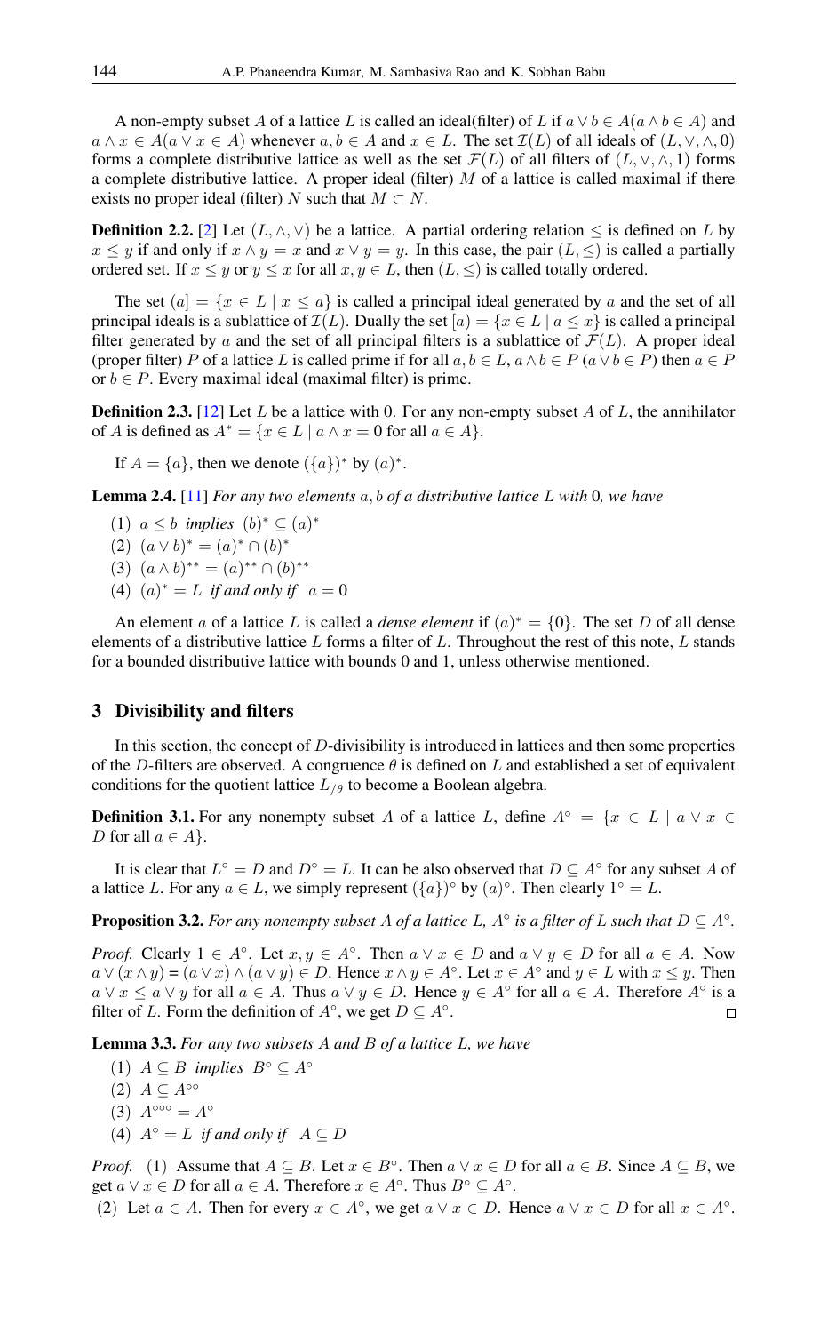A non-empty subset $A$ of a lattice $L$ is called an ideal(filter) of $L$ if $a \vee b \in A (a \wedge b \in A)$ and $a \wedge x \in A (a \vee x \in A)$ whenever $a, b \in A$ and $x \in L$. The set $\mathcal{I}(L)$ of all ideals of $(L, \vee, \wedge, 0)$ forms a complete distributive lattice as well as the set $\mathcal{F}(L)$ of all filters of $(L, \vee, \wedge, 1)$ forms a complete distributive lattice. A proper ideal (filter) $M$ of a lattice is called maximal if there exists no proper ideal (filter) $N$ such that $M \subset N$.

**Definition 2.2.** [2] Let $(L, \wedge, \vee)$ be a lattice. A partial ordering relation $\leq$ is defined on $L$ by $x \leq y$ if and only if $x \wedge y = x$ and $x \vee y = y$. In this case, the pair $(L, \leq)$ is called a partially ordered set. If $x \leq y$ or $y \leq x$ for all $x, y \in L$, then $(L, \leq)$ is called totally ordered.

The set $(a] = \{x \in L \mid x \leq a\}$ is called a principal ideal generated by $a$ and the set of all principal ideals is a sublattice of $\mathcal{I}(L)$. Dually the set $[a) = \{x \in L \mid a \leq x\}$ is called a principal filter generated by $a$ and the set of all principal filters is a sublattice of $\mathcal{F}(L)$. A proper ideal (proper filter) $P$ of a lattice $L$ is called prime if for all $a, b \in L$, $a \wedge b \in P$ $(a \vee b \in P)$ then $a \in P$ or $b \in P$. Every maximal ideal (maximal filter) is prime.

**Definition 2.3.** [12] Let $L$ be a lattice with 0. For any non-empty subset $A$ of $L$, the annihilator of $A$ is defined as $A^* = \{x \in L \mid a \wedge x = 0 \text{ for all } a \in A\}$.

If $A = \{a\}$, then we denote $(\{a\})^*$ by $(a)^*$.

**Lemma 2.4.** [11] *For any two elements $a, b$ of a distributive lattice $L$ with 0, we have*

(1) $a \leq b$ *implies* $(b)^* \subseteq (a)^*$
(2) $(a \vee b)^* = (a)^* \cap (b)^*$
(3) $(a \wedge b)^{**} = (a)^{**} \cap (b)^{**}$
(4) $(a)^* = L$ *if and only if* $a = 0$

An element $a$ of a lattice $L$ is called a *dense element* if $(a)^* = \{0\}$. The set $D$ of all dense elements of a distributive lattice $L$ forms a filter of $L$. Throughout the rest of this note, $L$ stands for a bounded distributive lattice with bounds 0 and 1, unless otherwise mentioned.

## 3 Divisibility and filters

In this section, the concept of $D$-divisibility is introduced in lattices and then some properties of the $D$-filters are observed. A congruence $\theta$ is defined on $L$ and established a set of equivalent conditions for the quotient lattice $L_{/\theta}$ to become a Boolean algebra.

**Definition 3.1.** For any nonempty subset $A$ of a lattice $L$, define $A^\circ = \{x \in L \mid a \vee x \in D \text{ for all } a \in A\}$.

It is clear that $L^\circ = D$ and $D^\circ = L$. It can be also observed that $D \subseteq A^\circ$ for any subset $A$ of a lattice $L$. For any $a \in L$, we simply represent $(\{a\})^\circ$ by $(a)^\circ$. Then clearly $1^\circ = L$.

**Proposition 3.2.** *For any nonempty subset $A$ of a lattice $L$, $A^\circ$ is a filter of $L$ such that $D \subseteq A^\circ$.*

*Proof.* Clearly $1 \in A^\circ$. Let $x, y \in A^\circ$. Then $a \vee x \in D$ and $a \vee y \in D$ for all $a \in A$. Now $a \vee (x \wedge y) = (a \vee x) \wedge (a \vee y) \in D$. Hence $x \wedge y \in A^\circ$. Let $x \in A^\circ$ and $y \in L$ with $x \leq y$. Then $a \vee x \leq a \vee y$ for all $a \in A$. Thus $a \vee y \in D$. Hence $y \in A^\circ$ for all $a \in A$. Therefore $A^\circ$ is a filter of $L$. Form the definition of $A^\circ$, we get $D \subseteq A^\circ$. ◻

**Lemma 3.3.** *For any two subsets $A$ and $B$ of a lattice $L$, we have*

(1) $A \subseteq B$ *implies* $B^\circ \subseteq A^\circ$
(2) $A \subseteq A^{\circ\circ}$
(3) $A^{\circ\circ\circ} = A^\circ$
(4) $A^\circ = L$ *if and only if* $A \subseteq D$

*Proof.* (1) Assume that $A \subseteq B$. Let $x \in B^\circ$. Then $a \vee x \in D$ for all $a \in B$. Since $A \subseteq B$, we get $a \vee x \in D$ for all $a \in A$. Therefore $x \in A^\circ$. Thus $B^\circ \subseteq A^\circ$.

(2) Let $a \in A$. Then for every $x \in A^\circ$, we get $a \vee x \in D$. Hence $a \vee x \in D$ for all $x \in A^\circ$.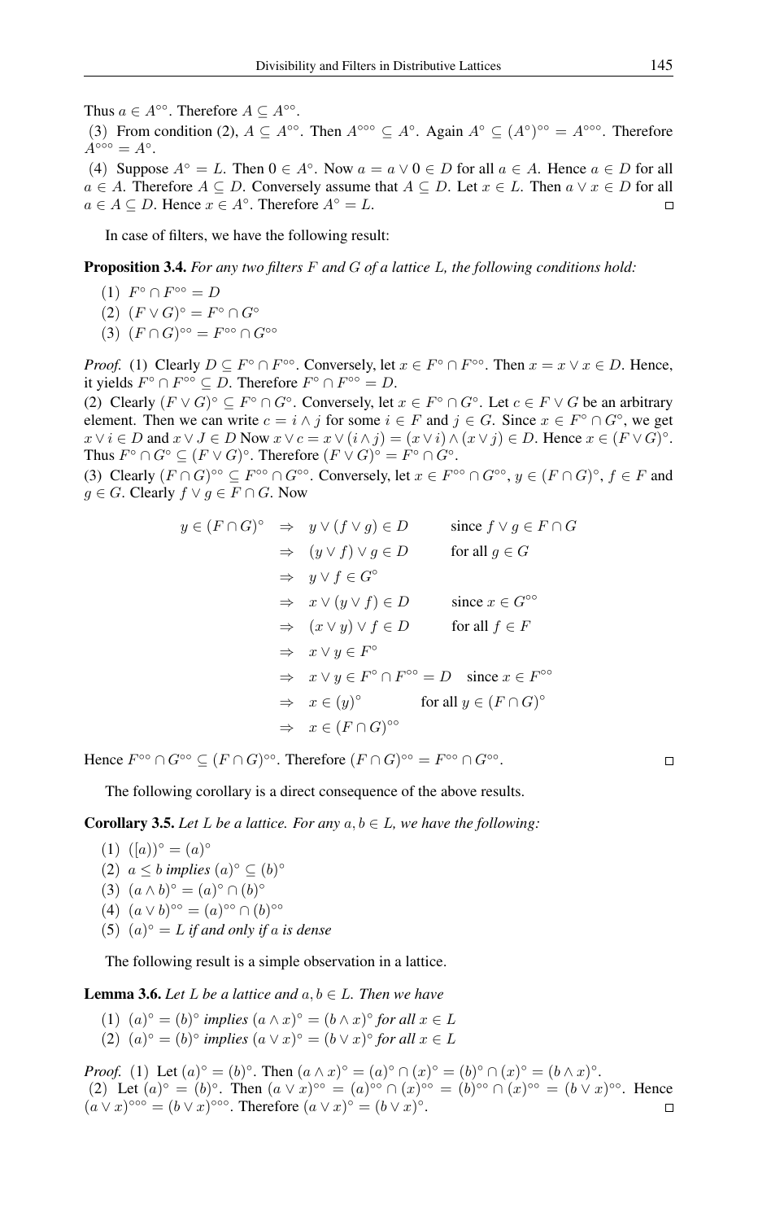Thus $a \in A^{\circ\circ}$. Therefore $A \subseteq A^{\circ\circ}$.

(3) From condition (2), $A \subseteq A^{\circ\circ}$. Then $A^{\circ\circ\circ} \subseteq A^{\circ}$. Again $A^{\circ} \subseteq (A^{\circ})^{\circ\circ} = A^{\circ\circ\circ}$. Therefore $A^{\circ\circ\circ} = A^{\circ}$.

(4) Suppose $A^{\circ} = L$. Then $0 \in A^{\circ}$. Now $a = a \vee 0 \in D$ for all $a \in A$. Hence $a \in D$ for all $a \in A$. Therefore $A \subseteq D$. Conversely assume that $A \subseteq D$. Let $x \in L$. Then $a \vee x \in D$ for all $a \in A \subseteq D$. Hence $x \in A^{\circ}$. Therefore $A^{\circ} = L$. $\square$

In case of filters, we have the following result:

**Proposition 3.4.** *For any two filters $F$ and $G$ of a lattice $L$, the following conditions hold:*

(1) $F^{\circ} \cap F^{\circ\circ} = D$

(2) $(F \vee G)^{\circ} = F^{\circ} \cap G^{\circ}$

(3) $(F \cap G)^{\circ\circ} = F^{\circ\circ} \cap G^{\circ\circ}$

*Proof.* (1) Clearly $D \subseteq F^{\circ} \cap F^{\circ\circ}$. Conversely, let $x \in F^{\circ} \cap F^{\circ\circ}$. Then $x = x \vee x \in D$. Hence, it yields $F^{\circ} \cap F^{\circ\circ} \subseteq D$. Therefore $F^{\circ} \cap F^{\circ\circ} = D$.

(2) Clearly $(F \vee G)^{\circ} \subseteq F^{\circ} \cap G^{\circ}$. Conversely, let $x \in F^{\circ} \cap G^{\circ}$. Let $c \in F \vee G$ be an arbitrary element. Then we can write $c = i \wedge j$ for some $i \in F$ and $j \in G$. Since $x \in F^{\circ} \cap G^{\circ}$, we get $x \vee i \in D$ and $x \vee J \in D$ Now $x \vee c = x \vee (i \wedge j) = (x \vee i) \wedge (x \vee j) \in D$. Hence $x \in (F \vee G)^{\circ}$. Thus $F^{\circ} \cap G^{\circ} \subseteq (F \vee G)^{\circ}$. Therefore $(F \vee G)^{\circ} = F^{\circ} \cap G^{\circ}$.

(3) Clearly $(F \cap G)^{\circ\circ} \subseteq F^{\circ\circ} \cap G^{\circ\circ}$. Conversely, let $x \in F^{\circ\circ} \cap G^{\circ\circ}$, $y \in (F \cap G)^{\circ}$, $f \in F$ and $g \in G$. Clearly $f \vee g \in F \cap G$. Now

$$
\begin{aligned}
y \in (F \cap G)^{\circ} &\Rightarrow y \vee (f \vee g) \in D && \text{since } f \vee g \in F \cap G \\
&\Rightarrow (y \vee f) \vee g \in D && \text{for all } g \in G \\
&\Rightarrow y \vee f \in G^{\circ} \\
&\Rightarrow x \vee (y \vee f) \in D && \text{since } x \in G^{\circ\circ} \\
&\Rightarrow (x \vee y) \vee f \in D && \text{for all } f \in F \\
&\Rightarrow x \vee y \in F^{\circ} \\
&\Rightarrow x \vee y \in F^{\circ} \cap F^{\circ\circ} = D && \text{since } x \in F^{\circ\circ} \\
&\Rightarrow x \in (y)^{\circ} && \text{for all } y \in (F \cap G)^{\circ} \\
&\Rightarrow x \in (F \cap G)^{\circ\circ}
\end{aligned}
$$

Hence $F^{\circ\circ} \cap G^{\circ\circ} \subseteq (F \cap G)^{\circ\circ}$. Therefore $(F \cap G)^{\circ\circ} = F^{\circ\circ} \cap G^{\circ\circ}$. $\square$

The following corollary is a direct consequence of the above results.

**Corollary 3.5.** *Let $L$ be a lattice. For any $a, b \in L$, we have the following:*

(1) $([a))^{\circ} = (a)^{\circ}$

(2) $a \leq b$ *implies* $(a)^{\circ} \subseteq (b)^{\circ}$

(3) $(a \wedge b)^{\circ} = (a)^{\circ} \cap (b)^{\circ}$

(4) $(a \vee b)^{\circ\circ} = (a)^{\circ\circ} \cap (b)^{\circ\circ}$

(5) $(a)^{\circ} = L$ *if and only if $a$ is dense*

The following result is a simple observation in a lattice.

**Lemma 3.6.** *Let $L$ be a lattice and $a, b \in L$. Then we have*

(1) $(a)^{\circ} = (b)^{\circ}$ *implies* $(a \wedge x)^{\circ} = (b \wedge x)^{\circ}$ *for all* $x \in L$

(2) $(a)^{\circ} = (b)^{\circ}$ *implies* $(a \vee x)^{\circ} = (b \vee x)^{\circ}$ *for all* $x \in L$

*Proof.* (1) Let $(a)^{\circ} = (b)^{\circ}$. Then $(a \wedge x)^{\circ} = (a)^{\circ} \cap (x)^{\circ} = (b)^{\circ} \cap (x)^{\circ} = (b \wedge x)^{\circ}$.

(2) Let $(a)^{\circ} = (b)^{\circ}$. Then $(a \vee x)^{\circ\circ} = (a)^{\circ\circ} \cap (x)^{\circ\circ} = (b)^{\circ\circ} \cap (x)^{\circ\circ} = (b \vee x)^{\circ\circ}$. Hence $(a \vee x)^{\circ\circ\circ} = (b \vee x)^{\circ\circ\circ}$. Therefore $(a \vee x)^{\circ} = (b \vee x)^{\circ}$. $\square$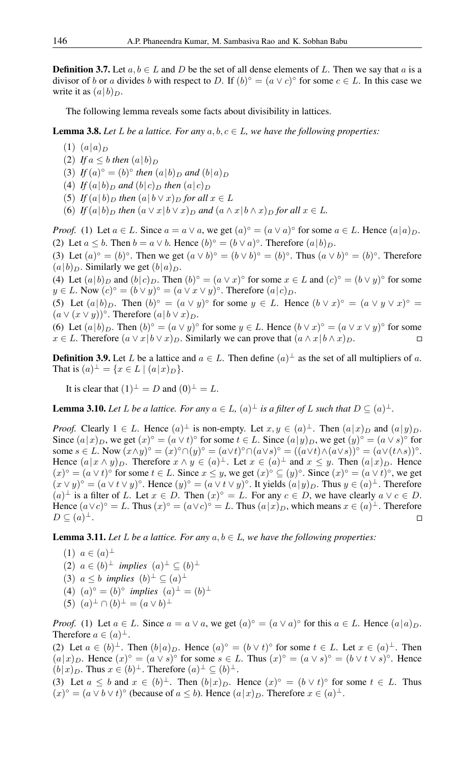**Definition 3.7.** Let $a, b \in L$ and $D$ be the set of all dense$^{\circ}$ elements of $L$. Then we say that $a$ is a divisor of $b$ or $a$ divides $b$ with respect to $D$. If $(b)^{\circ} = (a \vee c)^{\circ}$ for some $c \in L$. In this case we write it as $(a|b)_D$.

The following lemma reveals some facts about divisibility in lattices.

**Lemma 3.8.** *Let $L$ be a lattice. For any $a, b, c \in L$, we have the following properties:*

(1) $(a|a)_D$

(2) *If $a \leq b$ then $(a|b)_D$*

(3) *If $(a)^{\circ} = (b)^{\circ}$ then $(a|b)_D$ and $(b|a)_D$*

(4) *If $(a|b)_D$ and $(b|c)_D$ then $(a|c)_D$*

(5) *If $(a|b)_D$ then $(a|b \vee x)_D$ for all $x \in L$*

(6) *If $(a|b)_D$ then $(a \vee x|b \vee x)_D$ and $(a \wedge x|b \wedge x)_D$ for all $x \in L$.*

*Proof.* (1) Let $a \in L$. Since $a = a \vee a$, we get $(a)^{\circ} = (a \vee a)^{\circ}$ for some $a \in L$. Hence $(a|a)_D$.
(2) Let $a \leq b$. Then $b = a \vee b$. Hence $(b)^{\circ} = (b \vee a)^{\circ}$. Therefore $(a|b)_D$.
(3) Let $(a)^{\circ} = (b)^{\circ}$. Then we get $(a \vee b)^{\circ} = (b \vee b)^{\circ} = (b)^{\circ}$. Thus $(a \vee b)^{\circ} = (b)^{\circ}$. Therefore $(a|b)_D$. Similarly we get $(b|a)_D$.
(4) Let $(a|b)_D$ and $(b|c)_D$. Then $(b)^{\circ} = (a \vee x)^{\circ}$ for some $x \in L$ and $(c)^{\circ} = (b \vee y)^{\circ}$ for some $y \in L$. Now $(c)^{\circ} = (b \vee y)^{\circ} = (a \vee x \vee y)^{\circ}$. Therefore $(a|c)_D$.
(5) Let $(a|b)_D$. Then $(b)^{\circ} = (a \vee y)^{\circ}$ for some $y \in L$. Hence $(b \vee x)^{\circ} = (a \vee y \vee x)^{\circ} = (a \vee (x \vee y))^{\circ}$. Therefore $(a|b \vee x)_D$.
(6) Let $(a|b)_D$. Then $(b)^{\circ} = (a \vee y)^{\circ}$ for some $y \in L$. Hence $(b \vee x)^{\circ} = (a \vee x \vee y)^{\circ}$ for some $x \in L$. Therefore $(a \vee x|b \vee x)_D$. Similarly we can prove that $(a \wedge x|b \wedge x)_D$. $\square$

**Definition 3.9.** Let $L$ be a lattice and $a \in L$. Then define $(a)^{\perp}$ as the set of all multipliers of $a$. That is $(a)^{\perp} = \{x \in L \mid (a|x)_D\}$.

It is clear that $(1)^{\perp} = D$ and $(0)^{\perp} = L$.

**Lemma 3.10.** *Let $L$ be a lattice. For any $a \in L$, $(a)^{\perp}$ is a filter of $L$ such that $D \subseteq (a)^{\perp}$.*

*Proof.* Clearly $1 \in L$. Hence $(a)^{\perp}$ is non-empty. Let $x, y \in (a)^{\perp}$. Then $(a|x)_D$ and $(a|y)_D$. Since $(a|x)_D$, we get $(x)^{\circ} = (a \vee t)^{\circ}$ for some $t \in L$. Since $(a|y)_D$, we get $(y)^{\circ} = (a \vee s)^{\circ}$ for some $s \in L$. Now $(x \wedge y)^{\circ} = (x)^{\circ} \cap (y)^{\circ} = (a \vee t)^{\circ} \cap (a \vee s)^{\circ} = ((a \vee t) \wedge (a \vee s))^{\circ} = (a \vee (t \wedge s))^{\circ}$. Hence $(a|x \wedge y)_D$. Therefore $x \wedge y \in (a)^{\perp}$. Let $x \in (a)^{\perp}$ and $x \leq y$. Then $(a|x)_D$. Hence $(x)^{\circ} = (a \vee t)^{\circ}$ for some $t \in L$. Since $x \leq y$, we get $(x)^{\circ} \subseteq (y)^{\circ}$. Since $(x)^{\circ} = (a \vee t)^{\circ}$, we get $(x \vee y)^{\circ} = (a \vee t \vee y)^{\circ}$. Hence $(y)^{\circ} = (a \vee t \vee y)^{\circ}$. It yields $(a|y)_D$. Thus $y \in (a)^{\perp}$. Therefore $(a)^{\perp}$ is a filter of $L$. Let $x \in D$. Then $(x)^{\circ} = L$. For any $c \in D$, we have clearly $a \vee c \in D$. Hence $(a \vee c)^{\circ} = L$. Thus $(x)^{\circ} = (a \vee c)^{\circ} = L$. Thus $(a|x)_D$, which means $x \in (a)^{\perp}$. Therefore $D \subseteq (a)^{\perp}$. $\square$

**Lemma 3.11.** *Let $L$ be a lattice. For any $a, b \in L$, we have the following properties:*

(1) $a \in (a)^{\perp}$

(2) $a \in (b)^{\perp}$ *implies* $(a)^{\perp} \subseteq (b)^{\perp}$

(3) $a \leq b$ *implies* $(b)^{\perp} \subseteq (a)^{\perp}$

(4) $(a)^{\circ} = (b)^{\circ}$ *implies* $(a)^{\perp} = (b)^{\perp}$

(5) $(a)^{\perp} \cap (b)^{\perp} = (a \vee b)^{\perp}$

*Proof.* (1) Let $a \in L$. Since $a = a \vee a$, we get $(a)^{\circ} = (a \vee a)^{\circ}$ for this $a \in L$. Hence $(a|a)_D$. Therefore $a \in (a)^{\perp}$.
(2) Let $a \in (b)^{\perp}$. Then $(b|a)_D$. Hence $(a)^{\circ} = (b \vee t)^{\circ}$ for some $t \in L$. Let $x \in (a)^{\perp}$. Then $(a|x)_D$. Hence $(x)^{\circ} = (a \vee s)^{\circ}$ for some $s \in L$. Thus $(x)^{\circ} = (a \vee s)^{\circ} = (b \vee t \vee s)^{\circ}$. Hence $(b|x)_D$. Thus $x \in (b)^{\perp}$. Therefore $(a)^{\perp} \subseteq (b)^{\perp}$.
(3) Let $a \leq b$ and $x \in (b)^{\perp}$. Then $(b|x)_D$. Hence $(x)^{\circ} = (b \vee t)^{\circ}$ for some $t \in L$. Thus $(x)^{\circ} = (a \vee b \vee t)^{\circ}$ (because of $a \leq b$). Hence $(a|x)_D$. Therefore $x \in (a)^{\perp}$.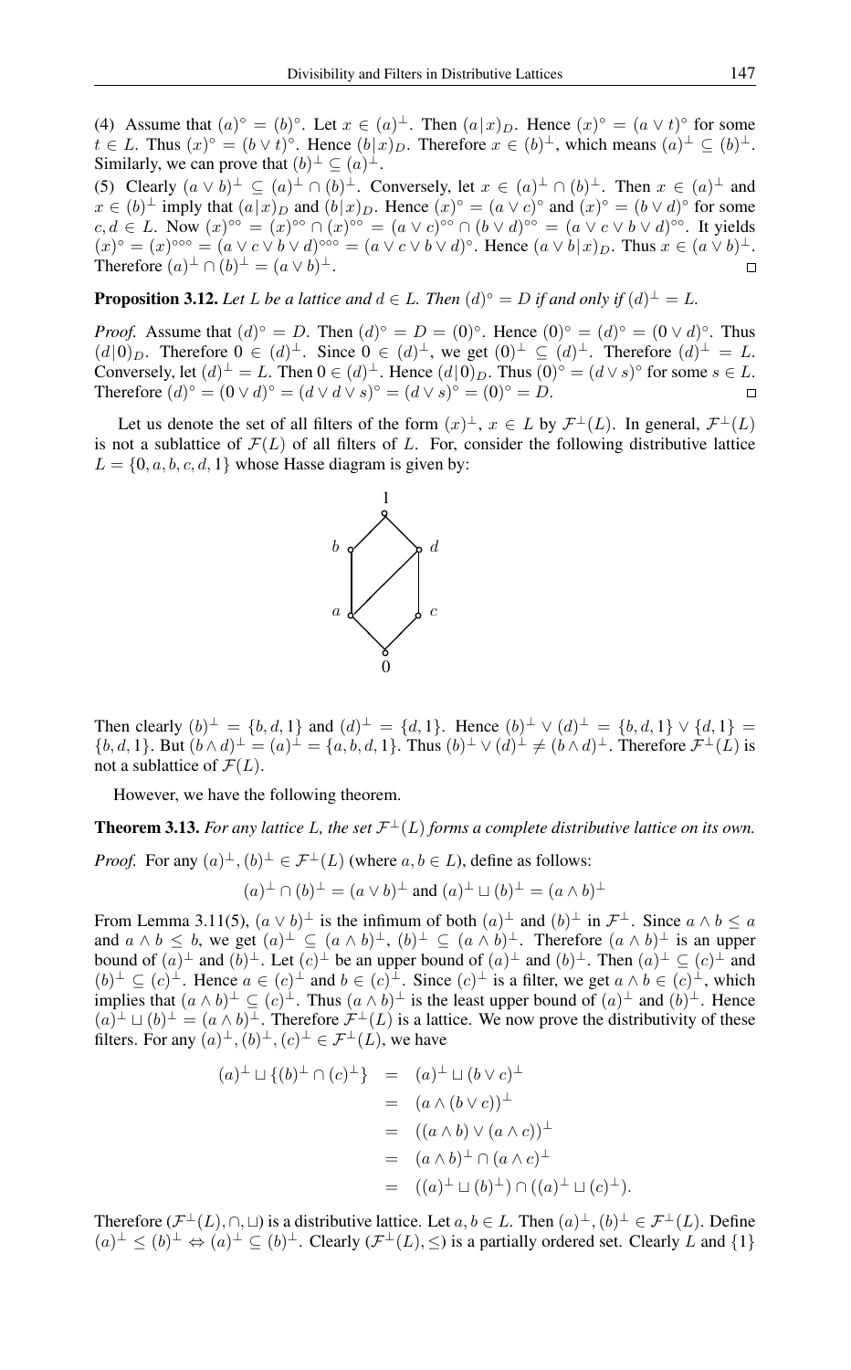(4) Assume that $(a)^\circ = (b)^\circ$. Let $x \in (a)^\perp$. Then $(a|x)_D$. Hence $(x)^\circ = (a \vee t)^\circ$ for some $t \in L$. Thus $(x)^\circ = (b \vee t)^\circ$. Hence $(b|x)_D$. Therefore $x \in (b)^\perp$, which means $(a)^\perp \subseteq (b)^\perp$. Similarly, we can prove that $(b)^\perp \subseteq (a)^\perp$.

(5) Clearly $(a \vee b)^\perp \subseteq (a)^\perp \cap (b)^\perp$. Conversely, let $x \in (a)^\perp \cap (b)^\perp$. Then $x \in (a)^\perp$ and $x \in (b)^\perp$ imply that $(a|x)_D$ and $(b|x)_D$. Hence $(x)^\circ = (a \vee c)^\circ$ and $(x)^\circ = (b \vee d)^\circ$ for some $c, d \in L$. Now $(x)^{\circ\circ} = (x)^{\circ\circ} \cap (x)^{\circ\circ} = (a \vee c)^{\circ\circ} \cap (b \vee d)^{\circ\circ} = (a \vee c \vee b \vee d)^{\circ\circ}$. It yields $(x)^\circ = (x)^{\circ\circ\circ} = (a \vee c \vee b \vee d)^{\circ\circ\circ} = (a \vee c \vee b \vee d)^\circ$. Hence $(a \vee b|x)_D$. Thus $x \in (a \vee b)^\perp$. Therefore $(a)^\perp \cap (b)^\perp = (a \vee b)^\perp$. □

**Proposition 3.12.** *Let $L$ be a lattice and $d \in L$. Then $(d)^\circ = D$ if and only if $(d)^\perp = L$.*

*Proof.* Assume that $(d)^\circ = D$. Then $(d)^\circ = D = (0)^\circ$. Hence $(0)^\circ = (d)^\circ = (0 \vee d)^\circ$. Thus $(d|0)_D$. Therefore $0 \in (d)^\perp$. Since $0 \in (d)^\perp$, we get $(0)^\perp \subseteq (d)^\perp$. Therefore $(d)^\perp = L$. Conversely, let $(d)^\perp = L$. Then $0 \in (d)^\perp$. Hence $(d|0)_D$. Thus $(0)^\circ = (d \vee s)^\circ$ for some $s \in L$. Therefore $(d)^\circ = (0 \vee d)^\circ = (d \vee d \vee s)^\circ = (d \vee s)^\circ = (0)^\circ = D$. □

Let us denote the set of all filters of the form $(x)^\perp$, $x \in L$ by $\mathcal{F}^\perp(L)$. In general, $\mathcal{F}^\perp(L)$ is not a sublattice of $\mathcal{F}(L)$ of all filters of $L$. For, consider the following distributive lattice $L = \{0, a, b, c, d, 1\}$ whose Hasse diagram is given by:

Then clearly $(b)^\perp = \{b, d, 1\}$ and $(d)^\perp = \{d, 1\}$. Hence $(b)^\perp \vee (d)^\perp = \{b, d, 1\} \vee \{d, 1\} = \{b, d, 1\}$. But $(b \wedge d)^\perp = (a)^\perp = \{a, b, d, 1\}$. Thus $(b)^\perp \vee (d)^\perp \neq (b \wedge d)^\perp$. Therefore $\mathcal{F}^\perp(L)$ is not a sublattice of $\mathcal{F}(L)$.

However, we have the following theorem.

**Theorem 3.13.** *For any lattice $L$, the set $\mathcal{F}^\perp(L)$ forms a complete distributive lattice on its own.*

*Proof.* For any $(a)^\perp, (b)^\perp \in \mathcal{F}^\perp(L)$ (where $a, b \in L$), define as follows:

$$(a)^\perp \cap (b)^\perp = (a \vee b)^\perp \text{ and } (a)^\perp \sqcup (b)^\perp = (a \wedge b)^\perp$$

From Lemma 3.11(5), $(a \vee b)^\perp$ is the infimum of both $(a)^\perp$ and $(b)^\perp$ in $\mathcal{F}^\perp$. Since $a \wedge b \leq a$ and $a \wedge b \leq b$, we get $(a)^\perp \subseteq (a \wedge b)^\perp$, $(b)^\perp \subseteq (a \wedge b)^\perp$. Therefore $(a \wedge b)^\perp$ is an upper bound of $(a)^\perp$ and $(b)^\perp$. Let $(c)^\perp$ be an upper bound of $(a)^\perp$ and $(b)^\perp$. Then $(a)^\perp \subseteq (c)^\perp$ and $(b)^\perp \subseteq (c)^\perp$. Hence $a \in (c)^\perp$ and $b \in (c)^\perp$. Since $(c)^\perp$ is a filter, we get $a \wedge b \in (c)^\perp$, which implies that $(a \wedge b)^\perp \subseteq (c)^\perp$. Thus $(a \wedge b)^\perp$ is the least upper bound of $(a)^\perp$ and $(b)^\perp$. Hence $(a)^\perp \sqcup (b)^\perp = (a \wedge b)^\perp$. Therefore $\mathcal{F}^\perp(L)$ is a lattice. We now prove the distributivity of these filters. For any $(a)^\perp, (b)^\perp, (c)^\perp \in \mathcal{F}^\perp(L)$, we have

$$\begin{aligned}
(a)^\perp \sqcup \{(b)^\perp \cap (c)^\perp\} &= (a)^\perp \sqcup (b \vee c)^\perp \\
&= (a \wedge (b \vee c))^\perp \\
&= ((a \wedge b) \vee (a \wedge c))^\perp \\
&= (a \wedge b)^\perp \cap (a \wedge c)^\perp \\
&= ((a)^\perp \sqcup (b)^\perp) \cap ((a)^\perp \sqcup (c)^\perp).
\end{aligned}$$

Therefore $(\mathcal{F}^\perp(L), \cap, \sqcup)$ is a distributive lattice. Let $a, b \in L$. Then $(a)^\perp, (b)^\perp \in \mathcal{F}^\perp(L)$. Define $(a)^\perp \leq (b)^\perp \Leftrightarrow (a)^\perp \subseteq (b)^\perp$. Clearly $(\mathcal{F}^\perp(L), \leq)$ is a partially ordered set. Clearly $L$ and $\{1\}$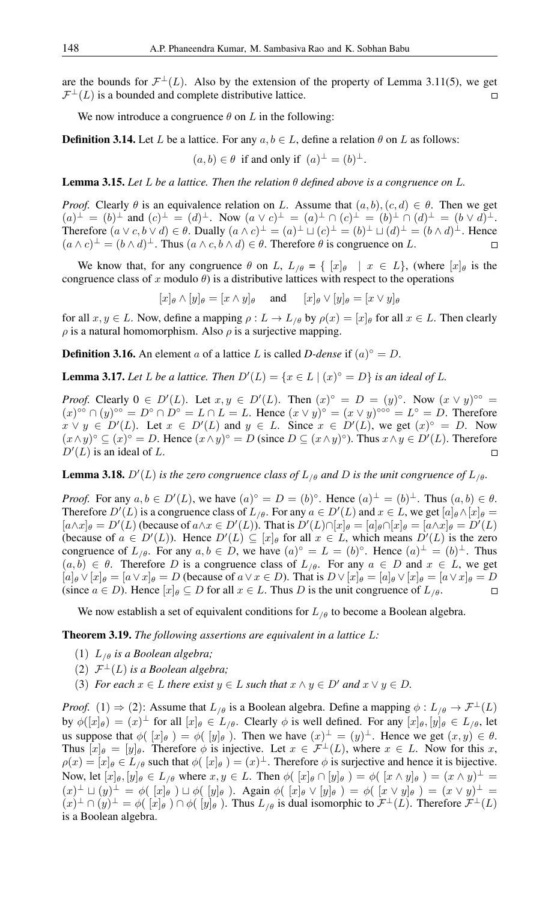are the bounds for $\mathcal{F}^{\perp}(L)$. Also by the extension of the property of Lemma 3.11(5), we get $\mathcal{F}^{\perp}(L)$ is a bounded and complete distributive lattice. $\square$

We now introduce a congruence $\theta$ on $L$ in the following:

**Definition 3.14.** Let $L$ be a lattice. For any $a, b \in L$, define a relation $\theta$ on $L$ as follows:

$$(a, b) \in \theta \text{ if and only if } (a)^{\perp} = (b)^{\perp}.$$

**Lemma 3.15.** *Let $L$ be a lattice. Then the relation $\theta$ defined above is a congruence on $L$.*

*Proof.* Clearly $\theta$ is an equivalence relation on $L$. Assume that $(a, b), (c, d) \in \theta$. Then we get $(a)^{\perp} = (b)^{\perp}$ and $(c)^{\perp} = (d)^{\perp}$. Now $(a \vee c)^{\perp} = (a)^{\perp} \cap (c)^{\perp} = (b)^{\perp} \cap (d)^{\perp} = (b \vee d)^{\perp}$. Therefore $(a \vee c, b \vee d) \in \theta$. Dually $(a \wedge c)^{\perp} = (a)^{\perp} \sqcup (c)^{\perp} = (b)^{\perp} \sqcup (d)^{\perp} = (b \wedge d)^{\perp}$. Hence $(a \wedge c)^{\perp} = (b \wedge d)^{\perp}$. Thus $(a \wedge c, b \wedge d) \in \theta$. Therefore $\theta$ is congruence on $L$. $\square$

We know that, for any congruence $\theta$ on $L$, $L_{/\theta} = \{ [x]_{\theta} \mid x \in L\}$, (where $[x]_{\theta}$ is the congruence class of $x$ modulo $\theta$) is a distributive lattices with respect to the operations

$$[x]_{\theta} \wedge [y]_{\theta} = [x \wedge y]_{\theta} \quad \text{and} \quad [x]_{\theta} \vee [y]_{\theta} = [x \vee y]_{\theta}$$

for all $x, y \in L$. Now, define a mapping $\rho : L \to L_{/\theta}$ by $\rho(x) = [x]_{\theta}$ for all $x \in L$. Then clearly $\rho$ is a natural homomorphism. Also $\rho$ is a surjective mapping.

**Definition 3.16.** An element $a$ of a lattice $L$ is called *D-dense* if $(a)^{\circ} = D$.

**Lemma 3.17.** *Let $L$ be a lattice. Then $D'(L) = \{x \in L \mid (x)^{\circ} = D\}$ is an ideal of $L$.*

*Proof.* Clearly $0 \in D'(L)$. Let $x, y \in D'(L)$. Then $(x)^{\circ} = D = (y)^{\circ}$. Now $(x \vee y)^{\circ\circ} = (x)^{\circ\circ} \cap (y)^{\circ\circ} = D^{\circ} \cap D^{\circ} = L \cap L = L$. Hence $(x \vee y)^{\circ} = (x \vee y)^{\circ\circ\circ} = L^{\circ} = D$. Therefore $x \vee y \in D'(L)$. Let $x \in D'(L)$ and $y \in L$. Since $x \in D'(L)$, we get $(x)^{\circ} = D$. Now $(x \wedge y)^{\circ} \subseteq (x)^{\circ} = D$. Hence $(x \wedge y)^{\circ} = D$ (since $D \subseteq (x \wedge y)^{\circ}$). Thus $x \wedge y \in D'(L)$. Therefore $D'(L)$ is an ideal of $L$. $\square$

**Lemma 3.18.** *$D'(L)$ is the zero congruence class of $L_{/\theta}$ and $D$ is the unit congruence of $L_{/\theta}$.*

*Proof.* For any $a, b \in D'(L)$, we have $(a)^{\circ} = D = (b)^{\circ}$. Hence $(a)^{\perp} = (b)^{\perp}$. Thus $(a, b) \in \theta$. Therefore $D'(L)$ is a congruence class of $L_{/\theta}$. For any $a \in D'(L)$ and $x \in L$, we get $[a]_{\theta} \wedge [x]_{\theta} = [a \wedge x]_{\theta} = D'(L)$ (because of $a \wedge x \in D'(L)$). That is $D'(L) \cap [x]_{\theta} = [a]_{\theta} \cap [x]_{\theta} = [a \wedge x]_{\theta} = D'(L)$ (because of $a \in D'(L)$). Hence $D'(L) \subseteq [x]_{\theta}$ for all $x \in L$, which means $D'(L)$ is the zero congruence of $L_{/\theta}$. For any $a, b \in D$, we have $(a)^{\circ} = L = (b)^{\circ}$. Hence $(a)^{\perp} = (b)^{\perp}$. Thus $(a, b) \in \theta$. Therefore $D$ is a congruence class of $L_{/\theta}$. For any $a \in D$ and $x \in L$, we get $[a]_{\theta} \vee [x]_{\theta} = [a \vee x]_{\theta} = D$ (because of $a \vee x \in D$). That is $D \vee [x]_{\theta} = [a]_{\theta} \vee [x]_{\theta} = [a \vee x]_{\theta} = D$ (since $a \in D$). Hence $[x]_{\theta} \subseteq D$ for all $x \in L$. Thus $D$ is the unit congruence of $L_{/\theta}$. $\square$

We now establish a set of equivalent conditions for $L_{/\theta}$ to become a Boolean algebra.

**Theorem 3.19.** *The following assertions are equivalent in a lattice $L$:*

1. *$L_{/\theta}$ is a Boolean algebra;*
2. *$\mathcal{F}^{\perp}(L)$ is a Boolean algebra;*
3. *For each $x \in L$ there exist $y \in L$ such that $x \wedge y \in D'$ and $x \vee y \in D$.*

*Proof.* (1) $\Rightarrow$ (2): Assume that $L_{/\theta}$ is a Boolean algebra. Define a mapping $\phi : L_{/\theta} \to \mathcal{F}^{\perp}(L)$ by $\phi([x]_{\theta}) = (x)^{\perp}$ for all $[x]_{\theta} \in L_{/\theta}$. Clearly $\phi$ is well defined. For any $[x]_{\theta}, [y]_{\theta} \in L_{/\theta}$, let us suppose that $\phi(\, [x]_{\theta}\,) = \phi(\, [y]_{\theta}\,)$. Then we have $(x)^{\perp} = (y)^{\perp}$. Hence we get $(x, y) \in \theta$. Thus $[x]_{\theta} = [y]_{\theta}$. Therefore $\phi$ is injective. Let $x \in \mathcal{F}^{\perp}(L)$, where $x \in L$. Now for this $x$, $\rho(x) = [x]_{\theta} \in L_{/\theta}$ such that $\phi(\, [x]_{\theta}\,) = (x)^{\perp}$. Therefore $\phi$ is surjective and hence it is bijective. Now, let $[x]_{\theta}, [y]_{\theta} \in L_{/\theta}$ where $x, y \in L$. Then $\phi(\, [x]_{\theta} \cap [y]_{\theta}\,) = \phi(\, [x \wedge y]_{\theta}\,) = (x \wedge y)^{\perp} = (x)^{\perp} \sqcup (y)^{\perp} = \phi(\, [x]_{\theta}\,) \sqcup \phi(\, [y]_{\theta}\,)$. Again $\phi(\, [x]_{\theta} \vee [y]_{\theta}\,) = \phi(\, [x \vee y]_{\theta}\,) = (x \vee y)^{\perp} = (x)^{\perp} \cap (y)^{\perp} = \phi(\, [x]_{\theta}\,) \cap \phi(\, [y]_{\theta}\,)$. Thus $L_{/\theta}$ is dual isomorphic to $\mathcal{F}^{\perp}(L)$. Therefore $\mathcal{F}^{\perp}(L)$ is a Boolean algebra.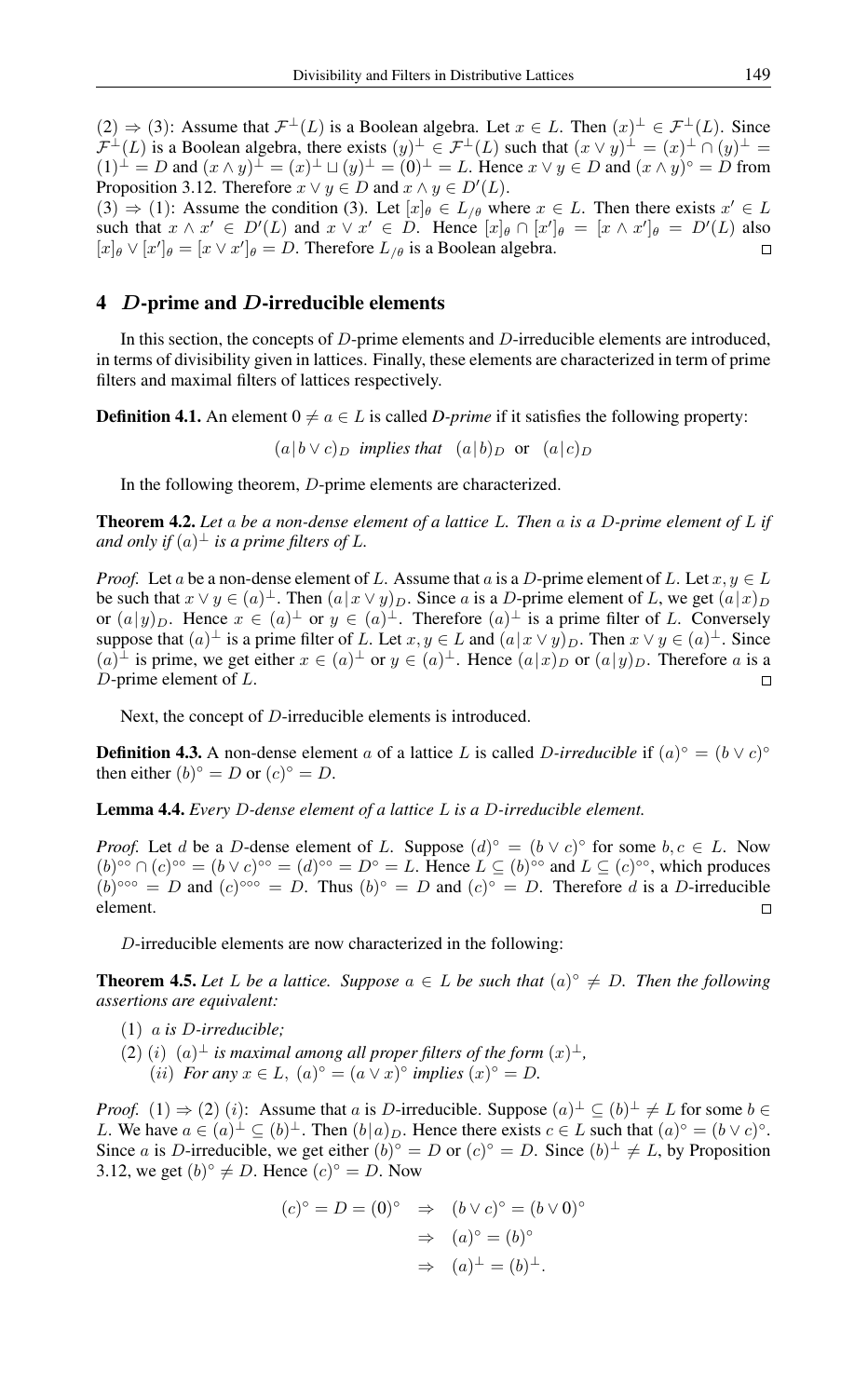(2) $\Rightarrow$ (3): Assume that $\mathcal{F}^{\perp}(L)$ is a Boolean algebra. Let $x \in L$. Then $(x)^{\perp} \in \mathcal{F}^{\perp}(L)$. Since $\mathcal{F}^{\perp}(L)$ is a Boolean algebra, there exists $(y)^{\perp} \in \mathcal{F}^{\perp}(L)$ such that $(x \vee y)^{\perp} = (x)^{\perp} \cap (y)^{\perp} = (1)^{\perp} = D$ and $(x \wedge y)^{\perp} = (x)^{\perp} \sqcup (y)^{\perp} = (0)^{\perp} = L$. Hence $x \vee y \in D$ and $(x \wedge y)^{\circ} = D$ from Proposition 3.12. Therefore $x \vee y \in D$ and $x \wedge y \in D'(L)$.

(3) $\Rightarrow$ (1): Assume the condition (3). Let $[x]_{\theta} \in L_{/\theta}$ where $x \in L$. Then there exists $x' \in L$ such that $x \wedge x' \in D'(L)$ and $x \vee x' \in D$. Hence $[x]_{\theta} \cap [x']_{\theta} = [x \wedge x']_{\theta} = D'(L)$ also $[x]_{\theta} \vee [x']_{\theta} = [x \vee x']_{\theta} = D$. Therefore $L_{/\theta}$ is a Boolean algebra. $\square$

## 4 $D$-prime and $D$-irreducible elements

In this section, the concepts of $D$-prime elements and $D$-irreducible elements are introduced, in terms of divisibility given in lattices. Finally, these elements are characterized in term of prime filters and maximal filters of lattices respectively.

**Definition 4.1.** An element $0 \neq a \in L$ is called ***D*-prime** if it satisfies the following property:

$$(a\,|\,b \vee c)_D \ \textit{implies that} \ \ (a\,|\,b)_D \ \text{ or } \ (a\,|\,c)_D$$

In the following theorem, $D$-prime elements are characterized.

**Theorem 4.2.** *Let $a$ be a non-dense element of a lattice $L$. Then $a$ is a $D$-prime element of $L$ if and only if $(a)^{\perp}$ is a prime filters of $L$.*

*Proof.* Let $a$ be a non-dense element of $L$. Assume that $a$ is a $D$-prime element of $L$. Let $x, y \in L$ be such that $x \vee y \in (a)^{\perp}$. Then $(a\,|\,x \vee y)_D$. Since $a$ is a $D$-prime element of $L$, we get $(a\,|\,x)_D$ or $(a\,|\,y)_D$. Hence $x \in (a)^{\perp}$ or $y \in (a)^{\perp}$. Therefore $(a)^{\perp}$ is a prime filter of $L$. Conversely suppose that $(a)^{\perp}$ is a prime filter of $L$. Let $x, y \in L$ and $(a\,|\,x \vee y)_D$. Then $x \vee y \in (a)^{\perp}$. Since $(a)^{\perp}$ is prime, we get either $x \in (a)^{\perp}$ or $y \in (a)^{\perp}$. Hence $(a\,|\,x)_D$ or $(a\,|\,y)_D$. Therefore $a$ is a $D$-prime element of $L$. $\square$

Next, the concept of $D$-irreducible elements is introduced.

**Definition 4.3.** A non-dense element $a$ of a lattice $L$ is called $D$-*irreducible* if $(a)^{\circ} = (b \vee c)^{\circ}$ then either $(b)^{\circ} = D$ or $(c)^{\circ} = D$.

**Lemma 4.4.** *Every $D$-dense element of a lattice $L$ is a $D$-irreducible element.*

*Proof.* Let $d$ be a $D$-dense element of $L$. Suppose $(d)^{\circ} = (b \vee c)^{\circ}$ for some $b, c \in L$. Now $(b)^{\circ\circ} \cap (c)^{\circ\circ} = (b \vee c)^{\circ\circ} = (d)^{\circ\circ} = D^{\circ} = L$. Hence $L \subseteq (b)^{\circ\circ}$ and $L \subseteq (c)^{\circ\circ}$, which produces $(b)^{\circ\circ\circ} = D$ and $(c)^{\circ\circ\circ} = D$. Thus $(b)^{\circ} = D$ and $(c)^{\circ} = D$. Therefore $d$ is a $D$-irreducible element. $\square$

$D$-irreducible elements are now characterized in the following:

**Theorem 4.5.** *Let $L$ be a lattice. Suppose $a \in L$ be such that $(a)^{\circ} \neq D$. Then the following assertions are equivalent:*

(1) *$a$ is $D$-irreducible;*

(2) $(i)$ *$(a)^{\perp}$ is maximal among all proper filters of the form $(x)^{\perp}$,*
   $(ii)$ *For any $x \in L$, $(a)^{\circ} = (a \vee x)^{\circ}$ implies $(x)^{\circ} = D$.*

*Proof.* (1) $\Rightarrow$ (2) $(i)$: Assume that $a$ is $D$-irreducible. Suppose $(a)^{\perp} \subseteq (b)^{\perp} \neq L$ for some $b \in L$. We have $a \in (a)^{\perp} \subseteq (b)^{\perp}$. Then $(b|a)_D$. Hence there exists $c \in L$ such that $(a)^{\circ} = (b \vee c)^{\circ}$. Since $a$ is $D$-irreducible, we get either $(b)^{\circ} = D$ or $(c)^{\circ} = D$. Since $(b)^{\perp} \neq L$, by Proposition 3.12, we get $(b)^{\circ} \neq D$. Hence $(c)^{\circ} = D$. Now

$$\begin{aligned}
(c)^{\circ} = D = (0)^{\circ} \ &\Rightarrow \ (b \vee c)^{\circ} = (b \vee 0)^{\circ} \\
&\Rightarrow \ (a)^{\circ} = (b)^{\circ} \\
&\Rightarrow \ (a)^{\perp} = (b)^{\perp}.
\end{aligned}$$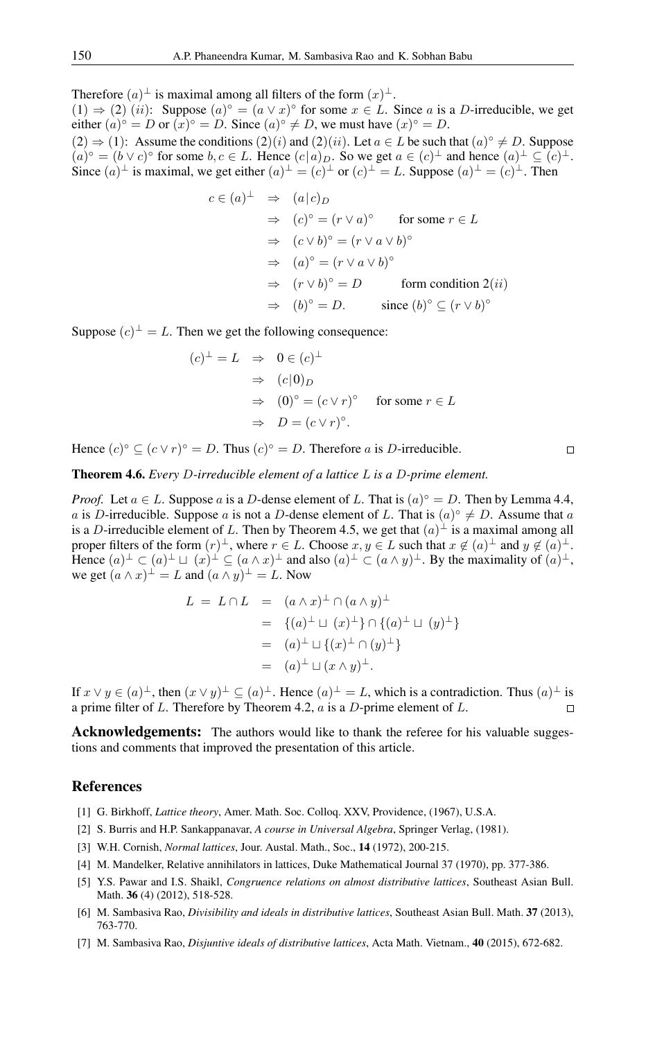Therefore $(a)^\perp$ is maximal among all filters of the form $(x)^\perp$.

$(1) \Rightarrow (2)$ $(ii)$: Suppose $(a)^\circ = (a \vee x)^\circ$ for some $x \in L$. Since $a$ is a $D$-irreducible, we get either $(a)^\circ = D$ or $(x)^\circ = D$. Since $(a)^\circ \neq D$, we must have $(x)^\circ = D$.

$(2) \Rightarrow (1)$: Assume the conditions $(2)(i)$ and $(2)(ii)$. Let $a \in L$ be such that $(a)^\circ \neq D$. Suppose $(a)^\circ = (b \vee c)^\circ$ for some $b, c \in L$. Hence $(c|a)_D$. So we get $a \in (c)^\perp$ and hence $(a)^\perp \subseteq (c)^\perp$. Since $(a)^\perp$ is maximal, we get either $(a)^\perp = (c)^\perp$ or $(c)^\perp = L$. Suppose $(a)^\perp = (c)^\perp$. Then

$$
\begin{aligned}
c \in (a)^\perp &\Rightarrow (a|c)_D \\
&\Rightarrow (c)^\circ = (r \vee a)^\circ \qquad \text{for some } r \in L \\
&\Rightarrow (c \vee b)^\circ = (r \vee a \vee b)^\circ \\
&\Rightarrow (a)^\circ = (r \vee a \vee b)^\circ \\
&\Rightarrow (r \vee b)^\circ = D \qquad \text{form condition } 2(ii) \\
&\Rightarrow (b)^\circ = D. \qquad \text{since } (b)^\circ \subseteq (r \vee b)^\circ
\end{aligned}
$$

Suppose $(c)^\perp = L$. Then we get the following consequence:

$$
\begin{aligned}
(c)^\perp = L &\Rightarrow 0 \in (c)^\perp \\
&\Rightarrow (c|0)_D \\
&\Rightarrow (0)^\circ = (c \vee r)^\circ \quad \text{for some } r \in L \\
&\Rightarrow D = (c \vee r)^\circ.
\end{aligned}
$$

Hence $(c)^\circ \subseteq (c \vee r)^\circ = D$. Thus $(c)^\circ = D$. Therefore $a$ is $D$-irreducible. □

**Theorem 4.6.** *Every $D$-irreducible element of a lattice $L$ is a $D$-prime element.*

*Proof.* Let $a \in L$. Suppose $a$ is a $D$-dense element of $L$. That is $(a)^\circ = D$. Then by Lemma 4.4, $a$ is $D$-irreducible. Suppose $a$ is not a $D$-dense element of $L$. That is $(a)^\circ \neq D$. Assume that $a$ is a $D$-irreducible element of $L$. Then by Theorem 4.5, we get that $(a)^\perp$ is a maximal among all proper filters of the form $(r)^\perp$, where $r \in L$. Choose $x, y \in L$ such that $x \notin (a)^\perp$ and $y \notin (a)^\perp$. Hence $(a)^\perp \subset (a)^\perp \sqcup (x)^\perp \subseteq (a \wedge x)^\perp$ and also $(a)^\perp \subset (a \wedge y)^\perp$. By the maximality of $(a)^\perp$, we get $(a \wedge x)^\perp = L$ and $(a \wedge y)^\perp = L$. Now

$$
\begin{aligned}
L \;=\; L \cap L &= (a \wedge x)^\perp \cap (a \wedge y)^\perp \\
&= \{(a)^\perp \sqcup (x)^\perp\} \cap \{(a)^\perp \sqcup (y)^\perp\} \\
&= (a)^\perp \sqcup \{(x)^\perp \cap (y)^\perp\} \\
&= (a)^\perp \sqcup (x \wedge y)^\perp.
\end{aligned}
$$

If $x \vee y \in (a)^\perp$, then $(x \vee y)^\perp \subseteq (a)^\perp$. Hence $(a)^\perp = L$, which is a contradiction. Thus $(a)^\perp$ is a prime filter of $L$. Therefore by Theorem 4.2, $a$ is a $D$-prime element of $L$. □

**Acknowledgements:** The authors would like to thank the referee for his valuable suggestions and comments that improved the presentation of this article.

## References

[1] G. Birkhoff, *Lattice theory*, Amer. Math. Soc. Colloq. XXV, Providence, (1967), U.S.A.

[2] S. Burris and H.P. Sankappanavar, *A course in Universal Algebra*, Springer Verlag, (1981).

[3] W.H. Cornish, *Normal lattices*, Jour. Austal. Math., Soc., **14** (1972), 200-215.

[4] M. Mandelker, Relative annihilators in lattices, Duke Mathematical Journal 37 (1970), pp. 377-386.

[5] Y.S. Pawar and I.S. Shaikl, *Congruence relations on almost distributive lattices*, Southeast Asian Bull. Math. **36** (4) (2012), 518-528.

[6] M. Sambasiva Rao, *Divisibility and ideals in distributive lattices*, Southeast Asian Bull. Math. **37** (2013), 763-770.

[7] M. Sambasiva Rao, *Disjuntive ideals of distributive lattices*, Acta Math. Vietnam., **40** (2015), 672-682.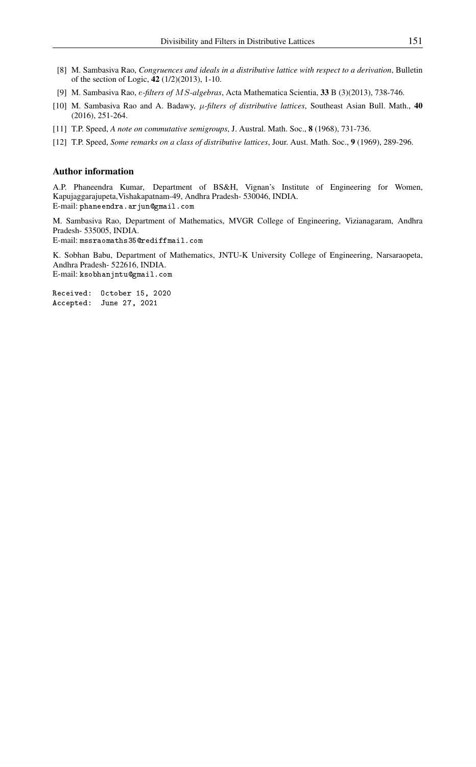[8] M. Sambasiva Rao, *Congruences and ideals in a distributive lattice with respect to a derivation*, Bulletin of the section of Logic, **42** (1/2)(2013), 1-10.

[9] M. Sambasiva Rao, *$e$-filters of $MS$-algebras*, Acta Mathematica Scientia, **33** B (3)(2013), 738-746.

[10] M. Sambasiva Rao and A. Badawy, *$\mu$-filters of distributive lattices*, Southeast Asian Bull. Math., **40** (2016), 251-264.

[11] T.P. Speed, *A note on commutative semigroups*, J. Austral. Math. Soc., **8** (1968), 731-736.

[12] T.P. Speed, *Some remarks on a class of distributive lattices*, Jour. Aust. Math. Soc., **9** (1969), 289-296.

## Author information

A.P. Phaneendra Kumar, Department of BS&H, Vignan's Institute of Engineering for Women, Kapujaggarajupeta,Vishakapatnam-49, Andhra Pradesh- 530046, INDIA.
E-mail: phaneendra.arjun@gmail.com

M. Sambasiva Rao, Department of Mathematics, MVGR College of Engineering, Vizianagaram, Andhra Pradesh- 535005, INDIA.
E-mail: mssraomaths35@rediffmail.com

K. Sobhan Babu, Department of Mathematics, JNTU-K University College of Engineering, Narsaraopeta, Andhra Pradesh- 522616, INDIA.
E-mail: ksobhanjntu@gmail.com

Received: October 15, 2020
Accepted: June 27, 2021